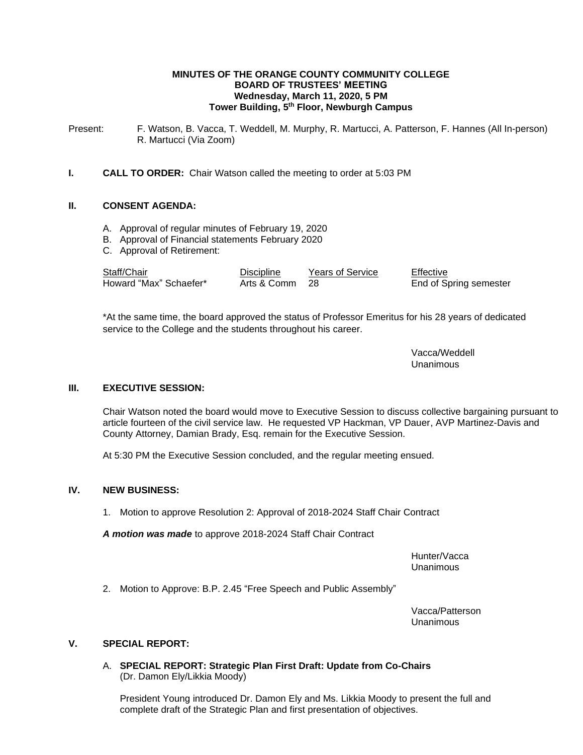**MINUTES OF THE ORANGE COUNTY COMMUNITY COLLEGE**
**BOARD OF TRUSTEES' MEETING**
**Wednesday, March 11, 2020, 5 PM**
**Tower Building, 5th Floor, Newburgh Campus**

Present: F. Watson, B. Vacca, T. Weddell, M. Murphy, R. Martucci, A. Patterson, F. Hannes (All In-person)
R. Martucci (Via Zoom)

**I. CALL TO ORDER:** Chair Watson called the meeting to order at 5:03 PM

**II. CONSENT AGENDA:**

A. Approval of regular minutes of February 19, 2020
B. Approval of Financial statements February 2020
C. Approval of Retirement:

| Staff/Chair | Discipline | Years of Service | Effective |
|---|---|---|---|
| Howard "Max" Schaefer* | Arts & Comm | 28 | End of Spring semester |

*At the same time, the board approved the status of Professor Emeritus for his 28 years of dedicated service to the College and the students throughout his career.

Vacca/Weddell
Unanimous

**III. EXECUTIVE SESSION:**

Chair Watson noted the board would move to Executive Session to discuss collective bargaining pursuant to article fourteen of the civil service law. He requested VP Hackman, VP Dauer, AVP Martinez-Davis and County Attorney, Damian Brady, Esq. remain for the Executive Session.

At 5:30 PM the Executive Session concluded, and the regular meeting ensued.

**IV. NEW BUSINESS:**

1. Motion to approve Resolution 2: Approval of 2018-2024 Staff Chair Contract

***A motion was made*** to approve 2018-2024 Staff Chair Contract

Hunter/Vacca
Unanimous

2. Motion to Approve: B.P. 2.45 "Free Speech and Public Assembly"

Vacca/Patterson
Unanimous

**V. SPECIAL REPORT:**

A. **SPECIAL REPORT: Strategic Plan First Draft: Update from Co-Chairs** (Dr. Damon Ely/Likkia Moody)

President Young introduced Dr. Damon Ely and Ms. Likkia Moody to present the full and complete draft of the Strategic Plan and first presentation of objectives.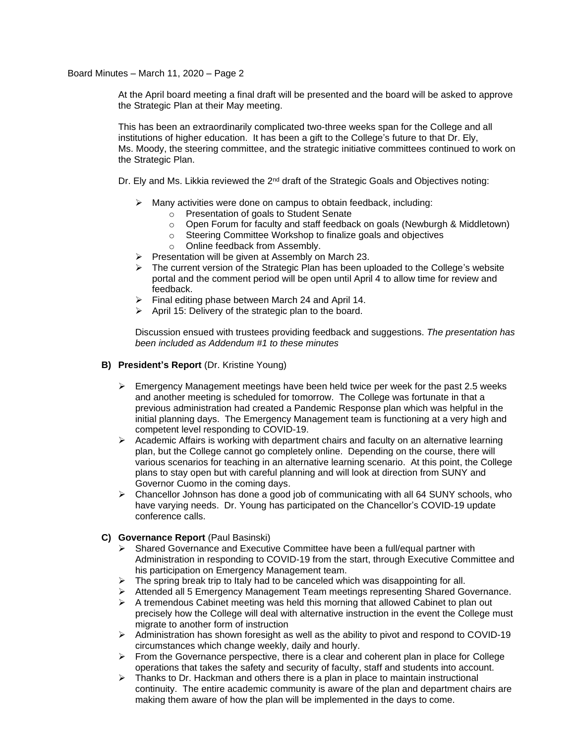At the April board meeting a final draft will be presented and the board will be asked to approve the Strategic Plan at their May meeting.

This has been an extraordinarily complicated two-three weeks span for the College and all institutions of higher education. It has been a gift to the College's future to that Dr. Ely, Ms. Moody, the steering committee, and the strategic initiative committees continued to work on the Strategic Plan.

Dr. Ely and Ms. Likkia reviewed the 2nd draft of the Strategic Goals and Objectives noting:

- Many activities were done on campus to obtain feedback, including:
  - Presentation of goals to Student Senate
  - Open Forum for faculty and staff feedback on goals (Newburgh & Middletown)
  - Steering Committee Workshop to finalize goals and objectives
  - Online feedback from Assembly.
- Presentation will be given at Assembly on March 23.
- The current version of the Strategic Plan has been uploaded to the College's website portal and the comment period will be open until April 4 to allow time for review and feedback.
- Final editing phase between March 24 and April 14.
- April 15: Delivery of the strategic plan to the board.

Discussion ensued with trustees providing feedback and suggestions. *The presentation has been included as Addendum #1 to these minutes*

**B) President's Report** (Dr. Kristine Young)

- Emergency Management meetings have been held twice per week for the past 2.5 weeks and another meeting is scheduled for tomorrow. The College was fortunate in that a previous administration had created a Pandemic Response plan which was helpful in the initial planning days. The Emergency Management team is functioning at a very high and competent level responding to COVID-19.
- Academic Affairs is working with department chairs and faculty on an alternative learning plan, but the College cannot go completely online. Depending on the course, there will various scenarios for teaching in an alternative learning scenario. At this point, the College plans to stay open but with careful planning and will look at direction from SUNY and Governor Cuomo in the coming days.
- Chancellor Johnson has done a good job of communicating with all 64 SUNY schools, who have varying needs. Dr. Young has participated on the Chancellor's COVID-19 update conference calls.

**C) Governance Report** (Paul Basinski)

- Shared Governance and Executive Committee have been a full/equal partner with Administration in responding to COVID-19 from the start, through Executive Committee and his participation on Emergency Management team.
- The spring break trip to Italy had to be canceled which was disappointing for all.
- Attended all 5 Emergency Management Team meetings representing Shared Governance.
- A tremendous Cabinet meeting was held this morning that allowed Cabinet to plan out precisely how the College will deal with alternative instruction in the event the College must migrate to another form of instruction
- Administration has shown foresight as well as the ability to pivot and respond to COVID-19 circumstances which change weekly, daily and hourly.
- From the Governance perspective, there is a clear and coherent plan in place for College operations that takes the safety and security of faculty, staff and students into account.
- Thanks to Dr. Hackman and others there is a plan in place to maintain instructional continuity. The entire academic community is aware of the plan and department chairs are making them aware of how the plan will be implemented in the days to come.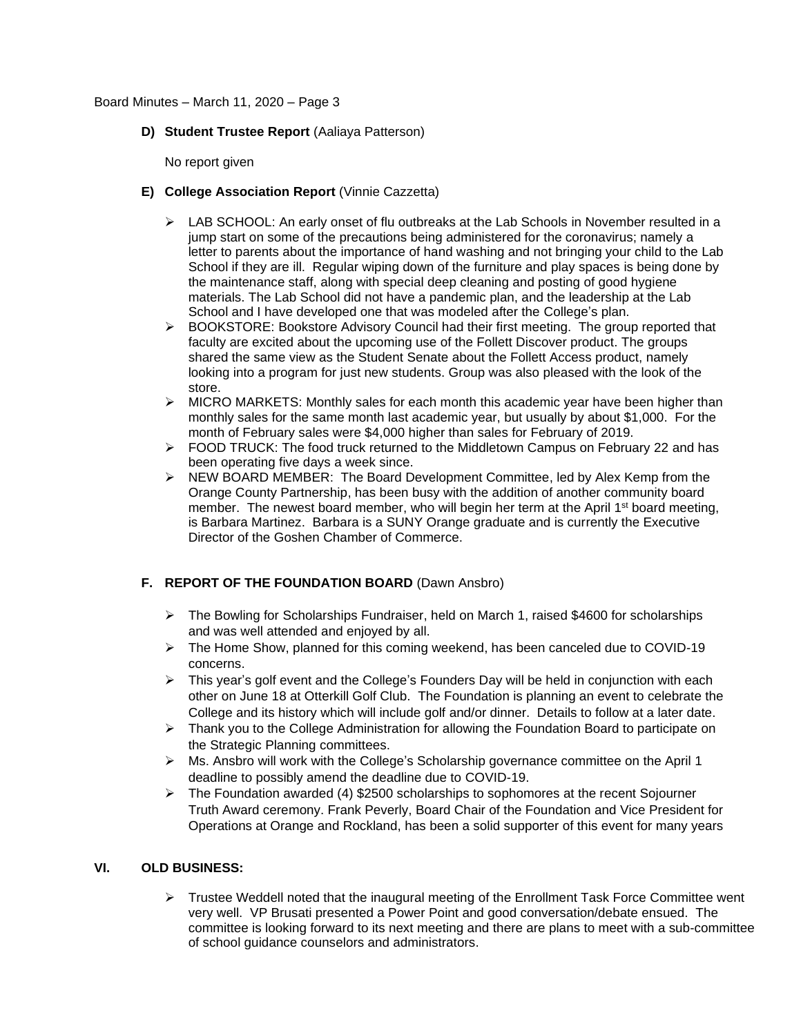**D) Student Trustee Report** (Aaliaya Patterson)

No report given

**E) College Association Report** (Vinnie Cazzetta)

- LAB SCHOOL: An early onset of flu outbreaks at the Lab Schools in November resulted in a jump start on some of the precautions being administered for the coronavirus; namely a letter to parents about the importance of hand washing and not bringing your child to the Lab School if they are ill. Regular wiping down of the furniture and play spaces is being done by the maintenance staff, along with special deep cleaning and posting of good hygiene materials. The Lab School did not have a pandemic plan, and the leadership at the Lab School and I have developed one that was modeled after the College's plan.
- BOOKSTORE: Bookstore Advisory Council had their first meeting. The group reported that faculty are excited about the upcoming use of the Follett Discover product. The groups shared the same view as the Student Senate about the Follett Access product, namely looking into a program for just new students. Group was also pleased with the look of the store.
- MICRO MARKETS: Monthly sales for each month this academic year have been higher than monthly sales for the same month last academic year, but usually by about $1,000. For the month of February sales were $4,000 higher than sales for February of 2019.
- FOOD TRUCK: The food truck returned to the Middletown Campus on February 22 and has been operating five days a week since.
- NEW BOARD MEMBER: The Board Development Committee, led by Alex Kemp from the Orange County Partnership, has been busy with the addition of another community board member. The newest board member, who will begin her term at the April 1st board meeting, is Barbara Martinez. Barbara is a SUNY Orange graduate and is currently the Executive Director of the Goshen Chamber of Commerce.

**F. REPORT OF THE FOUNDATION BOARD** (Dawn Ansbro)

- The Bowling for Scholarships Fundraiser, held on March 1, raised $4600 for scholarships and was well attended and enjoyed by all.
- The Home Show, planned for this coming weekend, has been canceled due to COVID-19 concerns.
- This year's golf event and the College's Founders Day will be held in conjunction with each other on June 18 at Otterkill Golf Club. The Foundation is planning an event to celebrate the College and its history which will include golf and/or dinner. Details to follow at a later date.
- Thank you to the College Administration for allowing the Foundation Board to participate on the Strategic Planning committees.
- Ms. Ansbro will work with the College's Scholarship governance committee on the April 1 deadline to possibly amend the deadline due to COVID-19.
- The Foundation awarded (4) $2500 scholarships to sophomores at the recent Sojourner Truth Award ceremony. Frank Peverly, Board Chair of the Foundation and Vice President for Operations at Orange and Rockland, has been a solid supporter of this event for many years

**VI. OLD BUSINESS:**

- Trustee Weddell noted that the inaugural meeting of the Enrollment Task Force Committee went very well. VP Brusati presented a Power Point and good conversation/debate ensued. The committee is looking forward to its next meeting and there are plans to meet with a sub-committee of school guidance counselors and administrators.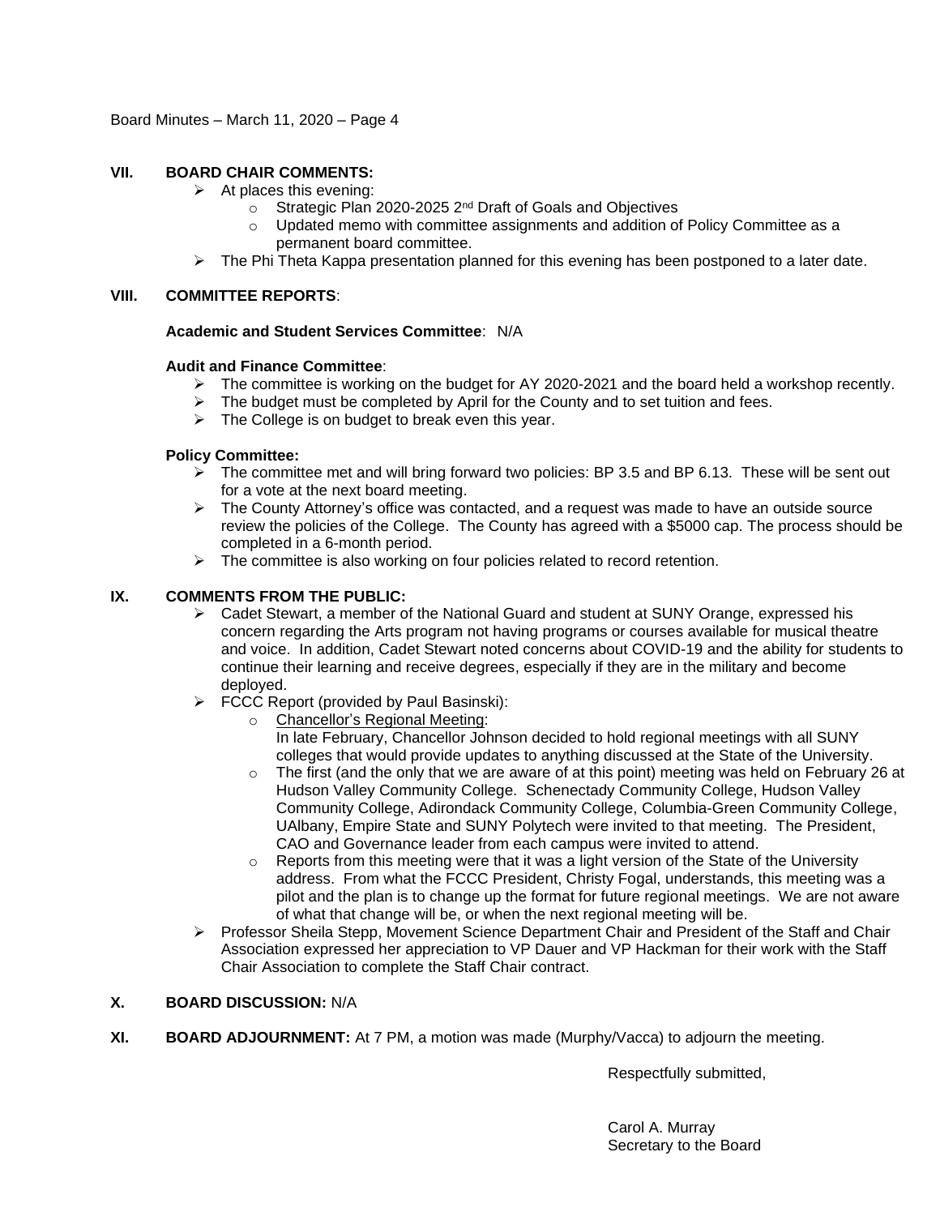## VII. BOARD CHAIR COMMENTS:

- At places this evening:
  - Strategic Plan 2020-2025 2nd Draft of Goals and Objectives
  - Updated memo with committee assignments and addition of Policy Committee as a permanent board committee.
- The Phi Theta Kappa presentation planned for this evening has been postponed to a later date.

## VIII. COMMITTEE REPORTS:

**Academic and Student Services Committee**: N/A

**Audit and Finance Committee**:

- The committee is working on the budget for AY 2020-2021 and the board held a workshop recently.
- The budget must be completed by April for the County and to set tuition and fees.
- The College is on budget to break even this year.

**Policy Committee:**

- The committee met and will bring forward two policies: BP 3.5 and BP 6.13. These will be sent out for a vote at the next board meeting.
- The County Attorney's office was contacted, and a request was made to have an outside source review the policies of the College. The County has agreed with a $5000 cap. The process should be completed in a 6-month period.
- The committee is also working on four policies related to record retention.

## IX. COMMENTS FROM THE PUBLIC:

- Cadet Stewart, a member of the National Guard and student at SUNY Orange, expressed his concern regarding the Arts program not having programs or courses available for musical theatre and voice. In addition, Cadet Stewart noted concerns about COVID-19 and the ability for students to continue their learning and receive degrees, especially if they are in the military and become deployed.
- FCCC Report (provided by Paul Basinski):
  - Chancellor's Regional Meeting:
    In late February, Chancellor Johnson decided to hold regional meetings with all SUNY colleges that would provide updates to anything discussed at the State of the University.
  - The first (and the only that we are aware of at this point) meeting was held on February 26 at Hudson Valley Community College. Schenectady Community College, Hudson Valley Community College, Adirondack Community College, Columbia-Green Community College, UAlbany, Empire State and SUNY Polytech were invited to that meeting. The President, CAO and Governance leader from each campus were invited to attend.
  - Reports from this meeting were that it was a light version of the State of the University address. From what the FCCC President, Christy Fogal, understands, this meeting was a pilot and the plan is to change up the format for future regional meetings. We are not aware of what that change will be, or when the next regional meeting will be.
- Professor Sheila Stepp, Movement Science Department Chair and President of the Staff and Chair Association expressed her appreciation to VP Dauer and VP Hackman for their work with the Staff Chair Association to complete the Staff Chair contract.

## X. BOARD DISCUSSION: N/A

## XI. BOARD ADJOURNMENT: At 7 PM, a motion was made (Murphy/Vacca) to adjourn the meeting.

Respectfully submitted,

Carol A. Murray
Secretary to the Board